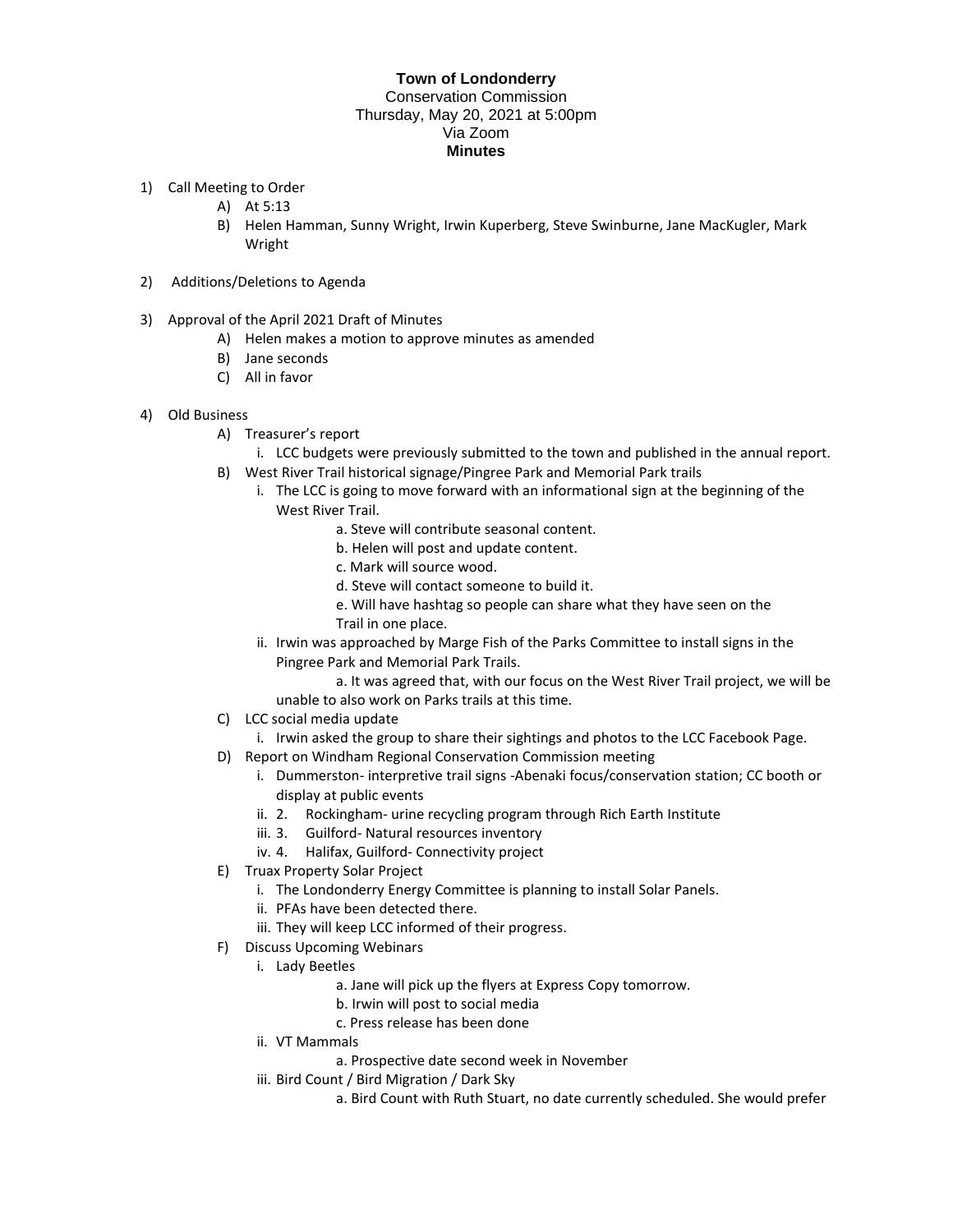**Town of Londonderry**
Conservation Commission
Thursday, May 20, 2021 at 5:00pm
Via Zoom
**Minutes**

1) Call Meeting to Order
    A) At 5:13
    B) Helen Hamman, Sunny Wright, Irwin Kuperberg, Steve Swinburne, Jane MacKugler, Mark Wright

2) Additions/Deletions to Agenda

3) Approval of the April 2021 Draft of Minutes
    A) Helen makes a motion to approve minutes as amended
    B) Jane seconds
    C) All in favor

4) Old Business
    A) Treasurer's report
        i. LCC budgets were previously submitted to the town and published in the annual report.
    B) West River Trail historical signage/Pingree Park and Memorial Park trails
        i. The LCC is going to move forward with an informational sign at the beginning of the West River Trail.
            a. Steve will contribute seasonal content.
            b. Helen will post and update content.
            c. Mark will source wood.
            d. Steve will contact someone to build it.
            e. Will have hashtag so people can share what they have seen on the Trail in one place.
        ii. Irwin was approached by Marge Fish of the Parks Committee to install signs in the Pingree Park and Memorial Park Trails.
            a. It was agreed that, with our focus on the West River Trail project, we will be unable to also work on Parks trails at this time.
    C) LCC social media update
        i. Irwin asked the group to share their sightings and photos to the LCC Facebook Page.
    D) Report on Windham Regional Conservation Commission meeting
        i. Dummerston- interpretive trail signs -Abenaki focus/conservation station; CC booth or display at public events
        ii. 2. Rockingham- urine recycling program through Rich Earth Institute
        iii. 3. Guilford- Natural resources inventory
        iv. 4. Halifax, Guilford- Connectivity project
    E) Truax Property Solar Project
        i. The Londonderry Energy Committee is planning to install Solar Panels.
        ii. PFAs have been detected there.
        iii. They will keep LCC informed of their progress.
    F) Discuss Upcoming Webinars
        i. Lady Beetles
            a. Jane will pick up the flyers at Express Copy tomorrow.
            b. Irwin will post to social media
            c. Press release has been done
        ii. VT Mammals
            a. Prospective date second week in November
        iii. Bird Count / Bird Migration / Dark Sky
            a. Bird Count with Ruth Stuart, no date currently scheduled. She would prefer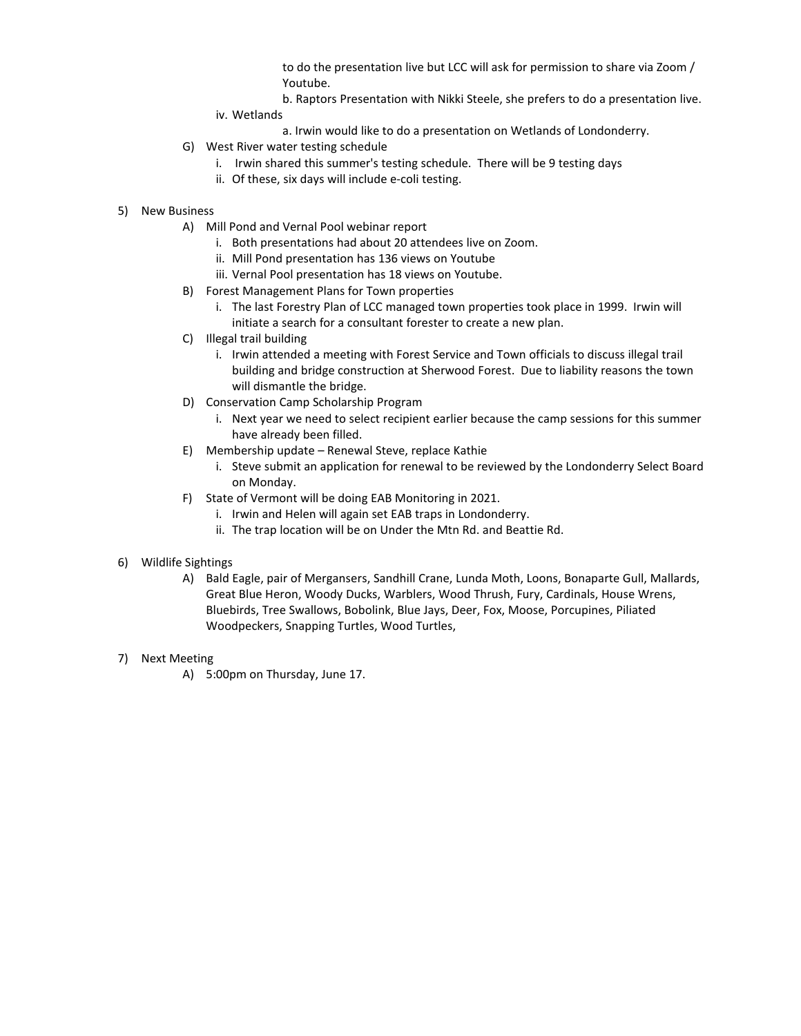to do the presentation live but LCC will ask for permission to share via Zoom / Youtube.

b. Raptors Presentation with Nikki Steele, she prefers to do a presentation live.

iv. Wetlands

a. Irwin would like to do a presentation on Wetlands of Londonderry.

G) West River water testing schedule

i. Irwin shared this summer's testing schedule. There will be 9 testing days

ii. Of these, six days will include e-coli testing.

5) New Business

A) Mill Pond and Vernal Pool webinar report

i. Both presentations had about 20 attendees live on Zoom.

ii. Mill Pond presentation has 136 views on Youtube

iii. Vernal Pool presentation has 18 views on Youtube.

B) Forest Management Plans for Town properties

i. The last Forestry Plan of LCC managed town properties took place in 1999. Irwin will initiate a search for a consultant forester to create a new plan.

C) Illegal trail building

i. Irwin attended a meeting with Forest Service and Town officials to discuss illegal trail building and bridge construction at Sherwood Forest. Due to liability reasons the town will dismantle the bridge.

D) Conservation Camp Scholarship Program

i. Next year we need to select recipient earlier because the camp sessions for this summer have already been filled.

E) Membership update – Renewal Steve, replace Kathie

i. Steve submit an application for renewal to be reviewed by the Londonderry Select Board on Monday.

F) State of Vermont will be doing EAB Monitoring in 2021.

i. Irwin and Helen will again set EAB traps in Londonderry.

ii. The trap location will be on Under the Mtn Rd. and Beattie Rd.

6) Wildlife Sightings

A) Bald Eagle, pair of Mergansers, Sandhill Crane, Lunda Moth, Loons, Bonaparte Gull, Mallards, Great Blue Heron, Woody Ducks, Warblers, Wood Thrush, Fury, Cardinals, House Wrens, Bluebirds, Tree Swallows, Bobolink, Blue Jays, Deer, Fox, Moose, Porcupines, Piliated Woodpeckers, Snapping Turtles, Wood Turtles,

7) Next Meeting

A) 5:00pm on Thursday, June 17.